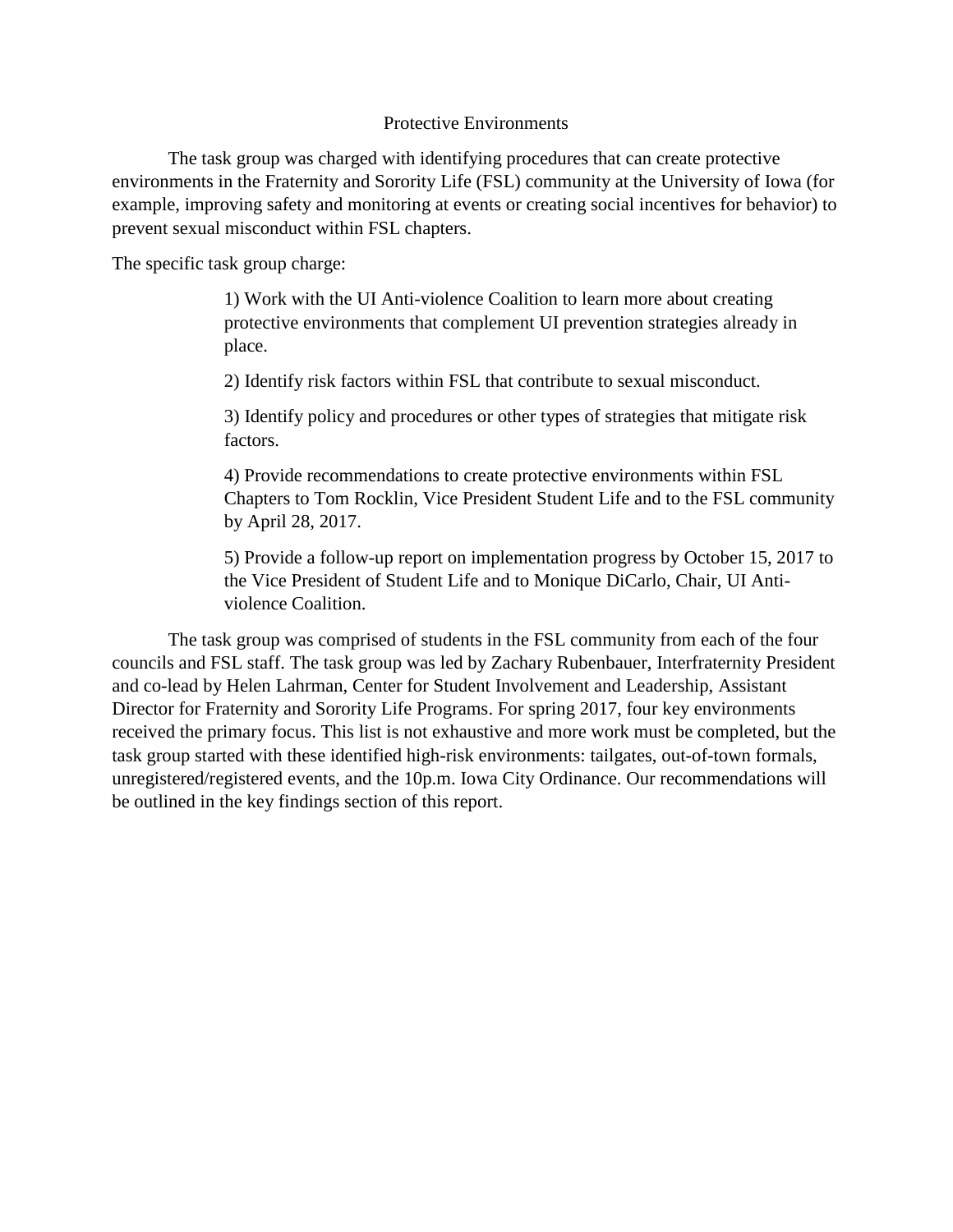# Protective Environments

The task group was charged with identifying procedures that can create protective environments in the Fraternity and Sorority Life (FSL) community at the University of Iowa (for example, improving safety and monitoring at events or creating social incentives for behavior) to prevent sexual misconduct within FSL chapters.

The specific task group charge:

> 1) Work with the UI Anti-violence Coalition to learn more about creating protective environments that complement UI prevention strategies already in place.
>
> 2) Identify risk factors within FSL that contribute to sexual misconduct.
>
> 3) Identify policy and procedures or other types of strategies that mitigate risk factors.
>
> 4) Provide recommendations to create protective environments within FSL Chapters to Tom Rocklin, Vice President Student Life and to the FSL community by April 28, 2017.
>
> 5) Provide a follow-up report on implementation progress by October 15, 2017 to the Vice President of Student Life and to Monique DiCarlo, Chair, UI Anti-violence Coalition.

The task group was comprised of students in the FSL community from each of the four councils and FSL staff. The task group was led by Zachary Rubenbauer, Interfraternity President and co-lead by Helen Lahrman, Center for Student Involvement and Leadership, Assistant Director for Fraternity and Sorority Life Programs. For spring 2017, four key environments received the primary focus. This list is not exhaustive and more work must be completed, but the task group started with these identified high-risk environments: tailgates, out-of-town formals, unregistered/registered events, and the 10p.m. Iowa City Ordinance. Our recommendations will be outlined in the key findings section of this report.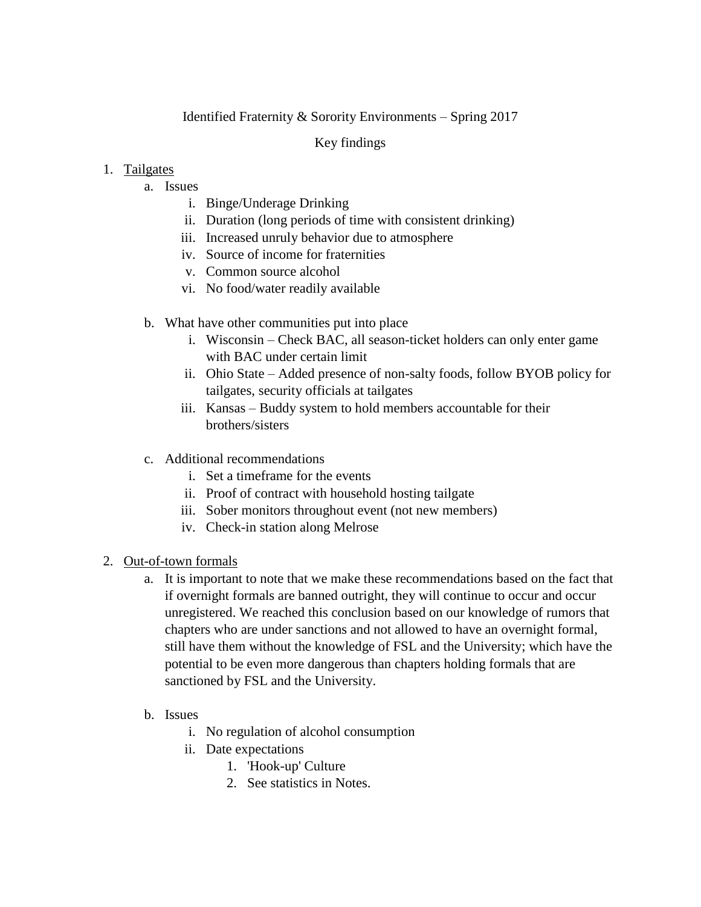Identified Fraternity & Sorority Environments – Spring 2017

Key findings

1. Tailgates
   a. Issues
      i. Binge/Underage Drinking
      ii. Duration (long periods of time with consistent drinking)
      iii. Increased unruly behavior due to atmosphere
      iv. Source of income for fraternities
      v. Common source alcohol
      vi. No food/water readily available

   b. What have other communities put into place
      i. Wisconsin – Check BAC, all season-ticket holders can only enter game with BAC under certain limit
      ii. Ohio State – Added presence of non-salty foods, follow BYOB policy for tailgates, security officials at tailgates
      iii. Kansas – Buddy system to hold members accountable for their brothers/sisters

   c. Additional recommendations
      i. Set a timeframe for the events
      ii. Proof of contract with household hosting tailgate
      iii. Sober monitors throughout event (not new members)
      iv. Check-in station along Melrose

2. Out-of-town formals
   a. It is important to note that we make these recommendations based on the fact that if overnight formals are banned outright, they will continue to occur and occur unregistered. We reached this conclusion based on our knowledge of rumors that chapters who are under sanctions and not allowed to have an overnight formal, still have them without the knowledge of FSL and the University; which have the potential to be even more dangerous than chapters holding formals that are sanctioned by FSL and the University.

   b. Issues
      i. No regulation of alcohol consumption
      ii. Date expectations
         1. 'Hook-up' Culture
         2. See statistics in Notes.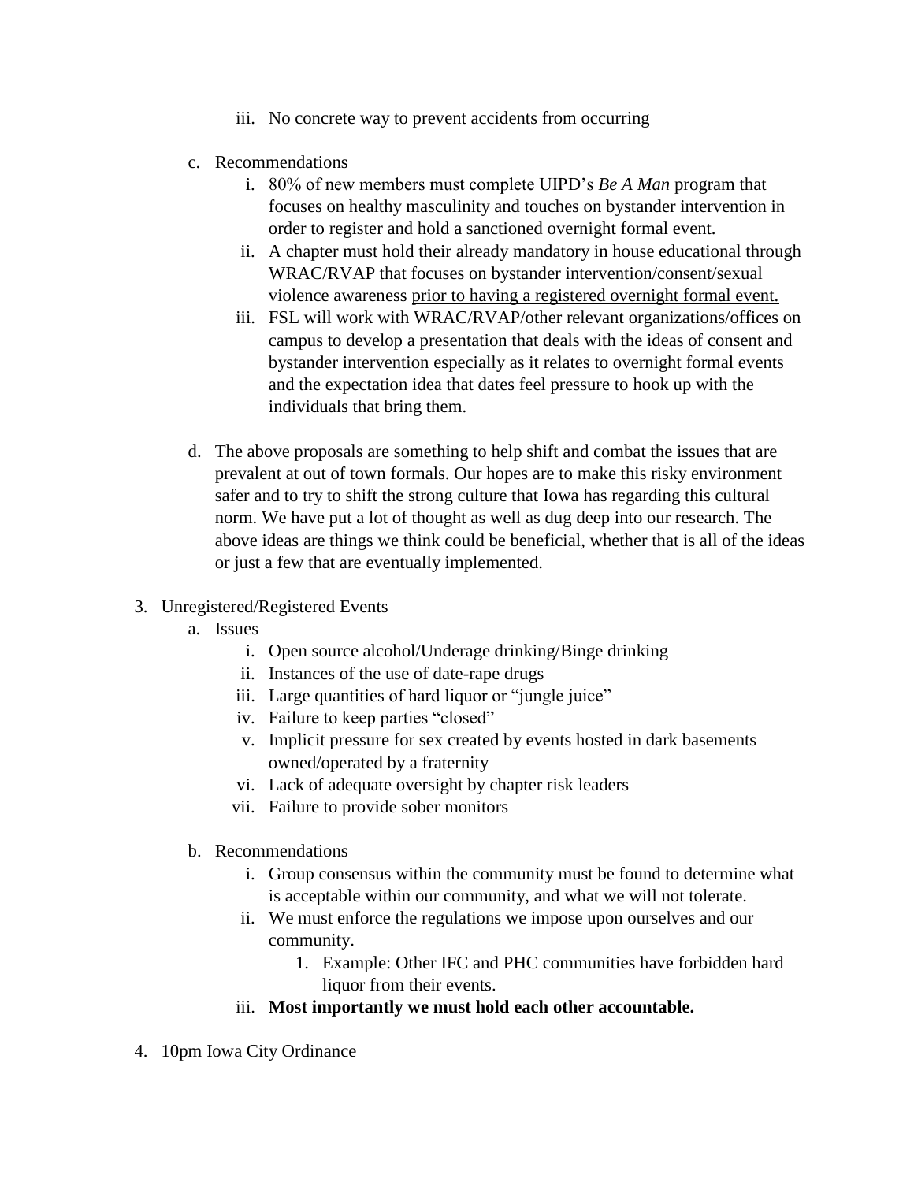iii. No concrete way to prevent accidents from occurring

c. Recommendations

   i. 80% of new members must complete UIPD's *Be A Man* program that focuses on healthy masculinity and touches on bystander intervention in order to register and hold a sanctioned overnight formal event.

   ii. A chapter must hold their already mandatory in house educational through WRAC/RVAP that focuses on bystander intervention/consent/sexual violence awareness <u>prior to having a registered overnight formal event.</u>

   iii. FSL will work with WRAC/RVAP/other relevant organizations/offices on campus to develop a presentation that deals with the ideas of consent and bystander intervention especially as it relates to overnight formal events and the expectation idea that dates feel pressure to hook up with the individuals that bring them.

d. The above proposals are something to help shift and combat the issues that are prevalent at out of town formals. Our hopes are to make this risky environment safer and to try to shift the strong culture that Iowa has regarding this cultural norm. We have put a lot of thought as well as dug deep into our research. The above ideas are things we think could be beneficial, whether that is all of the ideas or just a few that are eventually implemented.

3. Unregistered/Registered Events

   a. Issues

      i. Open source alcohol/Underage drinking/Binge drinking
      ii. Instances of the use of date-rape drugs
      iii. Large quantities of hard liquor or "jungle juice"
      iv. Failure to keep parties "closed"
      v. Implicit pressure for sex created by events hosted in dark basements owned/operated by a fraternity
      vi. Lack of adequate oversight by chapter risk leaders
      vii. Failure to provide sober monitors

   b. Recommendations

      i. Group consensus within the community must be found to determine what is acceptable within our community, and what we will not tolerate.
      ii. We must enforce the regulations we impose upon ourselves and our community.
         1. Example: Other IFC and PHC communities have forbidden hard liquor from their events.
      iii. **Most importantly we must hold each other accountable.**

4. 10pm Iowa City Ordinance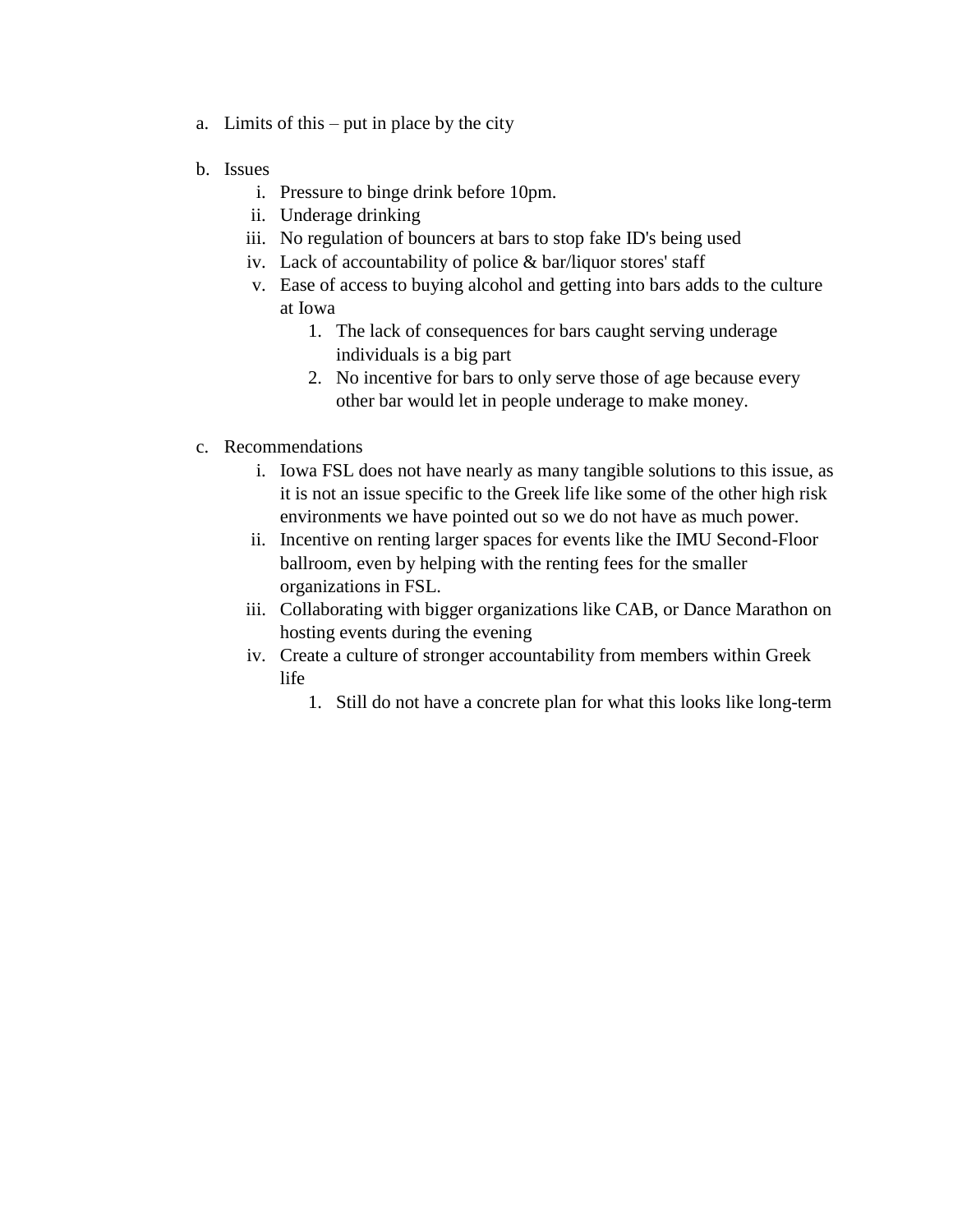a. Limits of this – put in place by the city

b. Issues
   i. Pressure to binge drink before 10pm.
   ii. Underage drinking
   iii. No regulation of bouncers at bars to stop fake ID's being used
   iv. Lack of accountability of police & bar/liquor stores' staff
   v. Ease of access to buying alcohol and getting into bars adds to the culture at Iowa
      1. The lack of consequences for bars caught serving underage individuals is a big part
      2. No incentive for bars to only serve those of age because every other bar would let in people underage to make money.

c. Recommendations
   i. Iowa FSL does not have nearly as many tangible solutions to this issue, as it is not an issue specific to the Greek life like some of the other high risk environments we have pointed out so we do not have as much power.
   ii. Incentive on renting larger spaces for events like the IMU Second-Floor ballroom, even by helping with the renting fees for the smaller organizations in FSL.
   iii. Collaborating with bigger organizations like CAB, or Dance Marathon on hosting events during the evening
   iv. Create a culture of stronger accountability from members within Greek life
      1. Still do not have a concrete plan for what this looks like long-term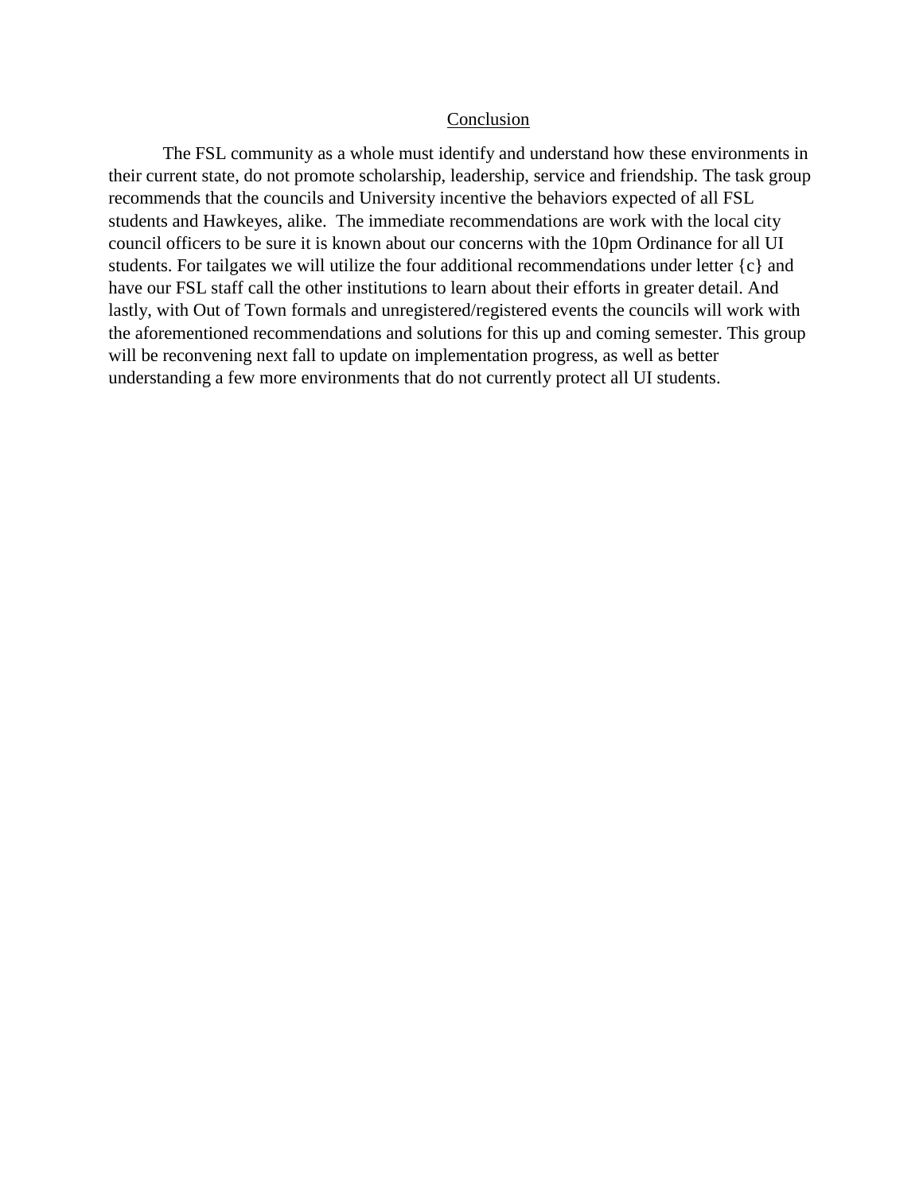## Conclusion

The FSL community as a whole must identify and understand how these environments in their current state, do not promote scholarship, leadership, service and friendship. The task group recommends that the councils and University incentive the behaviors expected of all FSL students and Hawkeyes, alike. The immediate recommendations are work with the local city council officers to be sure it is known about our concerns with the 10pm Ordinance for all UI students. For tailgates we will utilize the four additional recommendations under letter {c} and have our FSL staff call the other institutions to learn about their efforts in greater detail. And lastly, with Out of Town formals and unregistered/registered events the councils will work with the aforementioned recommendations and solutions for this up and coming semester. This group will be reconvening next fall to update on implementation progress, as well as better understanding a few more environments that do not currently protect all UI students.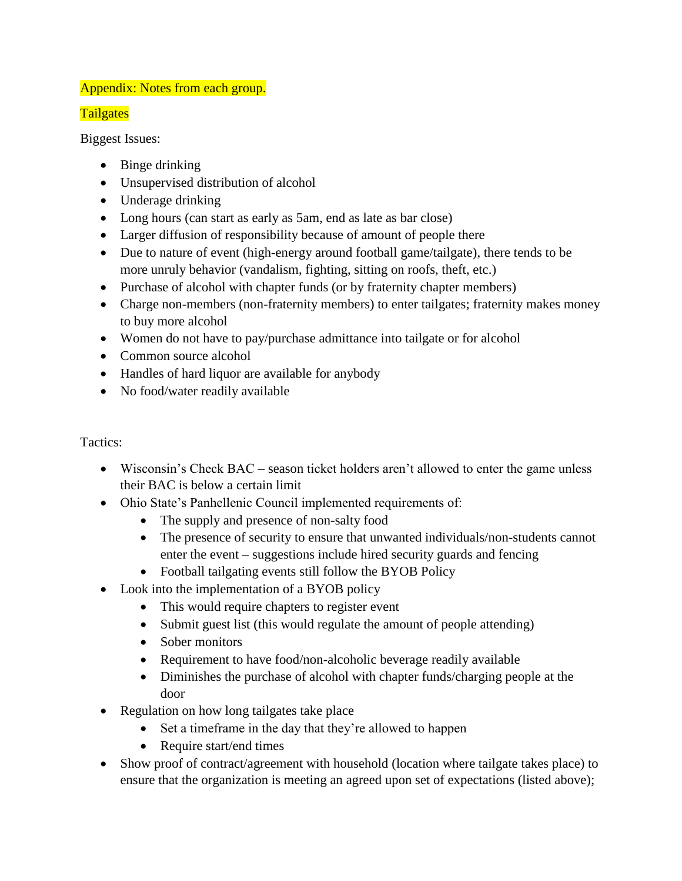## Appendix: Notes from each group.

### Tailgates

Biggest Issues:

- Binge drinking
- Unsupervised distribution of alcohol
- Underage drinking
- Long hours (can start as early as 5am, end as late as bar close)
- Larger diffusion of responsibility because of amount of people there
- Due to nature of event (high-energy around football game/tailgate), there tends to be more unruly behavior (vandalism, fighting, sitting on roofs, theft, etc.)
- Purchase of alcohol with chapter funds (or by fraternity chapter members)
- Charge non-members (non-fraternity members) to enter tailgates; fraternity makes money to buy more alcohol
- Women do not have to pay/purchase admittance into tailgate or for alcohol
- Common source alcohol
- Handles of hard liquor are available for anybody
- No food/water readily available

Tactics:

- Wisconsin's Check BAC – season ticket holders aren't allowed to enter the game unless their BAC is below a certain limit
- Ohio State's Panhellenic Council implemented requirements of:
    - The supply and presence of non-salty food
    - The presence of security to ensure that unwanted individuals/non-students cannot enter the event – suggestions include hired security guards and fencing
    - Football tailgating events still follow the BYOB Policy
- Look into the implementation of a BYOB policy
    - This would require chapters to register event
    - Submit guest list (this would regulate the amount of people attending)
    - Sober monitors
    - Requirement to have food/non-alcoholic beverage readily available
    - Diminishes the purchase of alcohol with chapter funds/charging people at the door
- Regulation on how long tailgates take place
    - Set a timeframe in the day that they're allowed to happen
    - Require start/end times
- Show proof of contract/agreement with household (location where tailgate takes place) to ensure that the organization is meeting an agreed upon set of expectations (listed above);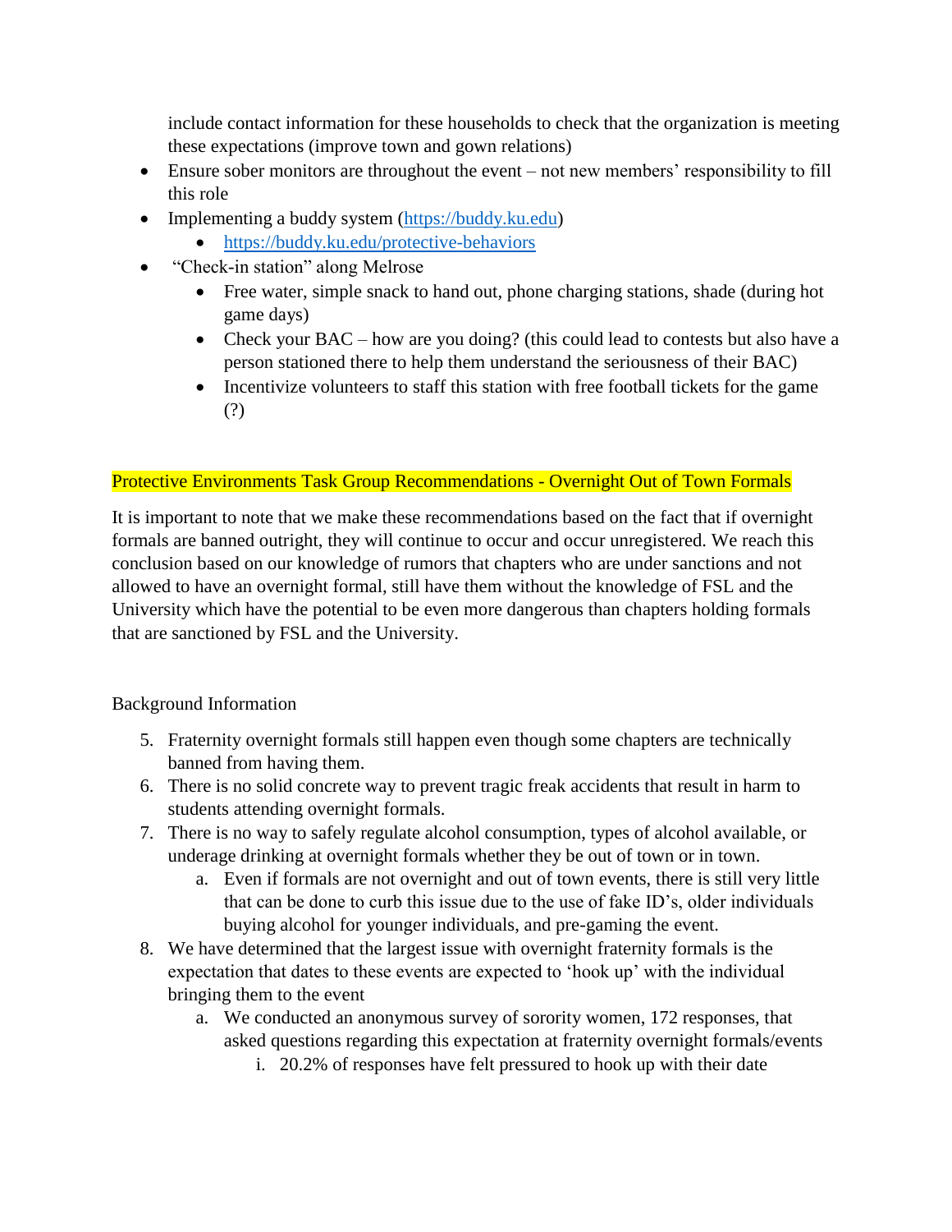include contact information for these households to check that the organization is meeting these expectations (improve town and gown relations)

- Ensure sober monitors are throughout the event – not new members' responsibility to fill this role
- Implementing a buddy system (https://buddy.ku.edu)
    - https://buddy.ku.edu/protective-behaviors
- "Check-in station" along Melrose
    - Free water, simple snack to hand out, phone charging stations, shade (during hot game days)
    - Check your BAC – how are you doing? (this could lead to contests but also have a person stationed there to help them understand the seriousness of their BAC)
    - Incentivize volunteers to staff this station with free football tickets for the game (?)

## Protective Environments Task Group Recommendations - Overnight Out of Town Formals

It is important to note that we make these recommendations based on the fact that if overnight formals are banned outright, they will continue to occur and occur unregistered. We reach this conclusion based on our knowledge of rumors that chapters who are under sanctions and not allowed to have an overnight formal, still have them without the knowledge of FSL and the University which have the potential to be even more dangerous than chapters holding formals that are sanctioned by FSL and the University.

Background Information

5. Fraternity overnight formals still happen even though some chapters are technically banned from having them.
6. There is no solid concrete way to prevent tragic freak accidents that result in harm to students attending overnight formals.
7. There is no way to safely regulate alcohol consumption, types of alcohol available, or underage drinking at overnight formals whether they be out of town or in town.
    a. Even if formals are not overnight and out of town events, there is still very little that can be done to curb this issue due to the use of fake ID's, older individuals buying alcohol for younger individuals, and pre-gaming the event.
8. We have determined that the largest issue with overnight fraternity formals is the expectation that dates to these events are expected to 'hook up' with the individual bringing them to the event
    a. We conducted an anonymous survey of sorority women, 172 responses, that asked questions regarding this expectation at fraternity overnight formals/events
        i. 20.2% of responses have felt pressured to hook up with their date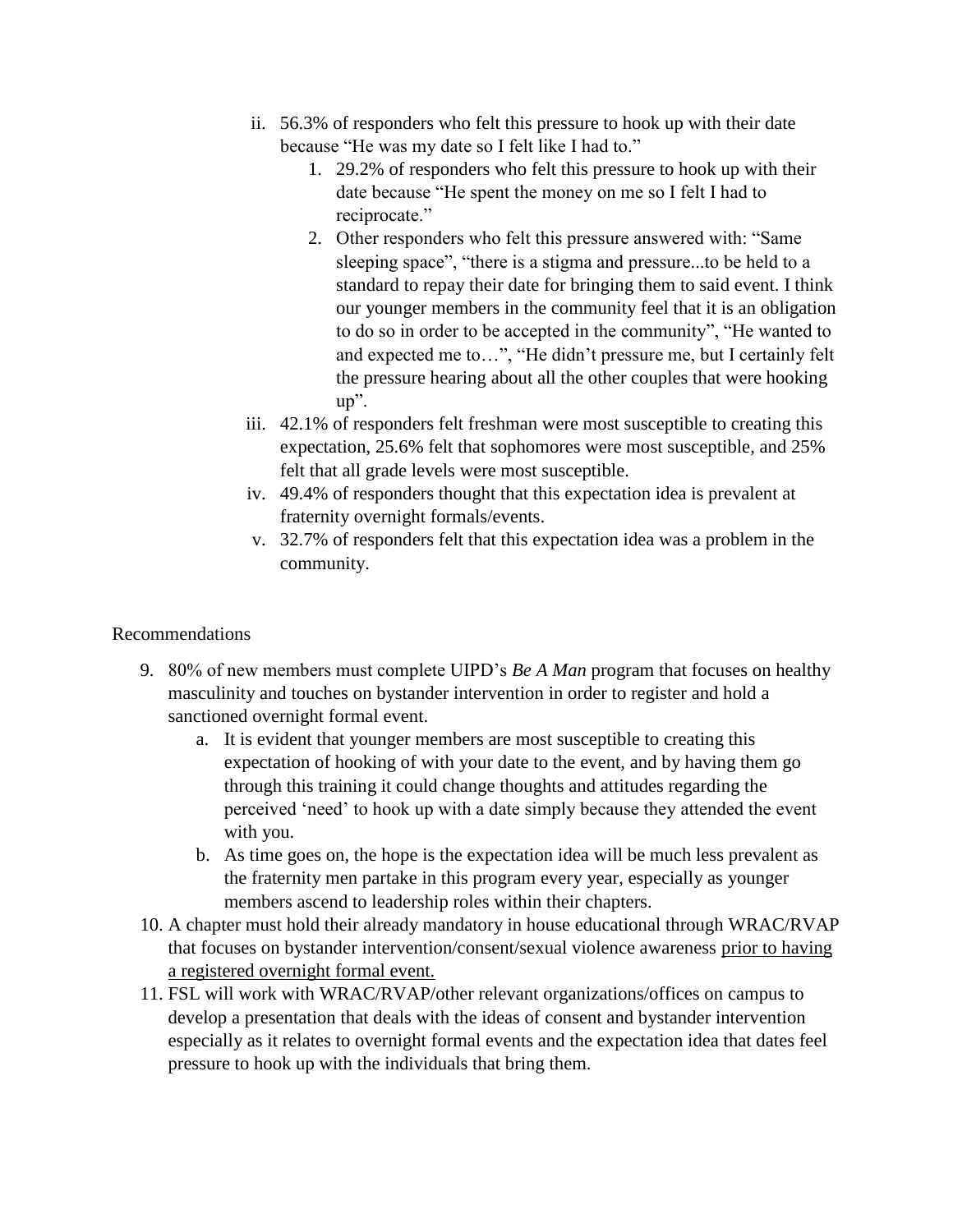ii. 56.3% of responders who felt this pressure to hook up with their date because "He was my date so I felt like I had to."

1. 29.2% of responders who felt this pressure to hook up with their date because "He spent the money on me so I felt I had to reciprocate."
2. Other responders who felt this pressure answered with: "Same sleeping space", "there is a stigma and pressure...to be held to a standard to repay their date for bringing them to said event. I think our younger members in the community feel that it is an obligation to do so in order to be accepted in the community", "He wanted to and expected me to…", "He didn't pressure me, but I certainly felt the pressure hearing about all the other couples that were hooking up".

iii. 42.1% of responders felt freshman were most susceptible to creating this expectation, 25.6% felt that sophomores were most susceptible, and 25% felt that all grade levels were most susceptible.

iv. 49.4% of responders thought that this expectation idea is prevalent at fraternity overnight formals/events.

v. 32.7% of responders felt that this expectation idea was a problem in the community.

Recommendations

9. 80% of new members must complete UIPD's *Be A Man* program that focuses on healthy masculinity and touches on bystander intervention in order to register and hold a sanctioned overnight formal event.
   a. It is evident that younger members are most susceptible to creating this expectation of hooking of with your date to the event, and by having them go through this training it could change thoughts and attitudes regarding the perceived 'need' to hook up with a date simply because they attended the event with you.
   b. As time goes on, the hope is the expectation idea will be much less prevalent as the fraternity men partake in this program every year, especially as younger members ascend to leadership roles within their chapters.
10. A chapter must hold their already mandatory in house educational through WRAC/RVAP that focuses on bystander intervention/consent/sexual violence awareness <u>prior to having a registered overnight formal event.</u>
11. FSL will work with WRAC/RVAP/other relevant organizations/offices on campus to develop a presentation that deals with the ideas of consent and bystander intervention especially as it relates to overnight formal events and the expectation idea that dates feel pressure to hook up with the individuals that bring them.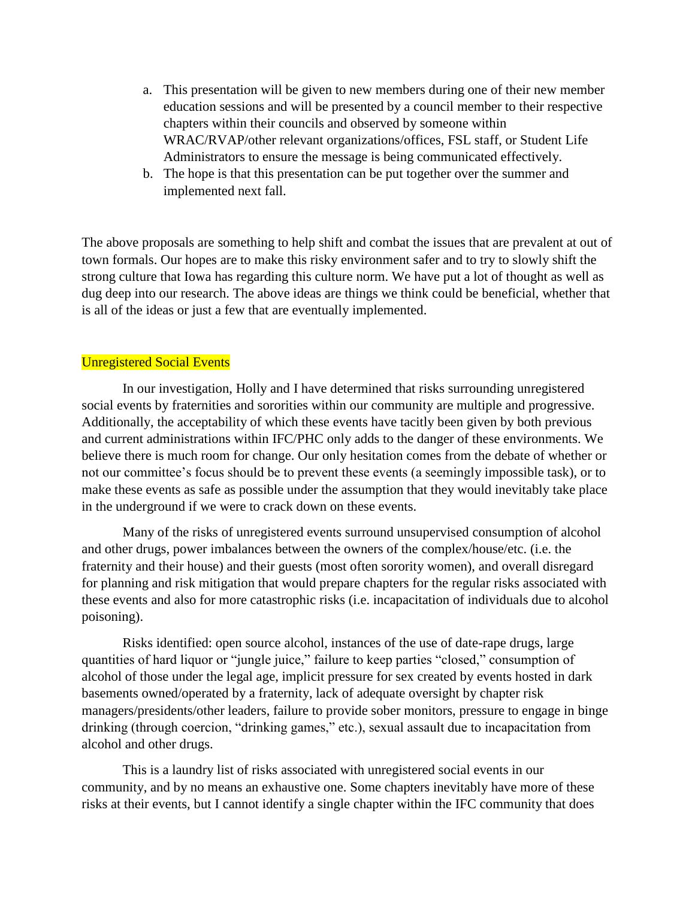a. This presentation will be given to new members during one of their new member education sessions and will be presented by a council member to their respective chapters within their councils and observed by someone within WRAC/RVAP/other relevant organizations/offices, FSL staff, or Student Life Administrators to ensure the message is being communicated effectively.
b. The hope is that this presentation can be put together over the summer and implemented next fall.

The above proposals are something to help shift and combat the issues that are prevalent at out of town formals. Our hopes are to make this risky environment safer and to try to slowly shift the strong culture that Iowa has regarding this culture norm. We have put a lot of thought as well as dug deep into our research. The above ideas are things we think could be beneficial, whether that is all of the ideas or just a few that are eventually implemented.

## Unregistered Social Events

In our investigation, Holly and I have determined that risks surrounding unregistered social events by fraternities and sororities within our community are multiple and progressive. Additionally, the acceptability of which these events have tacitly been given by both previous and current administrations within IFC/PHC only adds to the danger of these environments. We believe there is much room for change. Our only hesitation comes from the debate of whether or not our committee's focus should be to prevent these events (a seemingly impossible task), or to make these events as safe as possible under the assumption that they would inevitably take place in the underground if we were to crack down on these events.

Many of the risks of unregistered events surround unsupervised consumption of alcohol and other drugs, power imbalances between the owners of the complex/house/etc. (i.e. the fraternity and their house) and their guests (most often sorority women), and overall disregard for planning and risk mitigation that would prepare chapters for the regular risks associated with these events and also for more catastrophic risks (i.e. incapacitation of individuals due to alcohol poisoning).

Risks identified: open source alcohol, instances of the use of date-rape drugs, large quantities of hard liquor or "jungle juice," failure to keep parties "closed," consumption of alcohol of those under the legal age, implicit pressure for sex created by events hosted in dark basements owned/operated by a fraternity, lack of adequate oversight by chapter risk managers/presidents/other leaders, failure to provide sober monitors, pressure to engage in binge drinking (through coercion, "drinking games," etc.), sexual assault due to incapacitation from alcohol and other drugs.

This is a laundry list of risks associated with unregistered social events in our community, and by no means an exhaustive one. Some chapters inevitably have more of these risks at their events, but I cannot identify a single chapter within the IFC community that does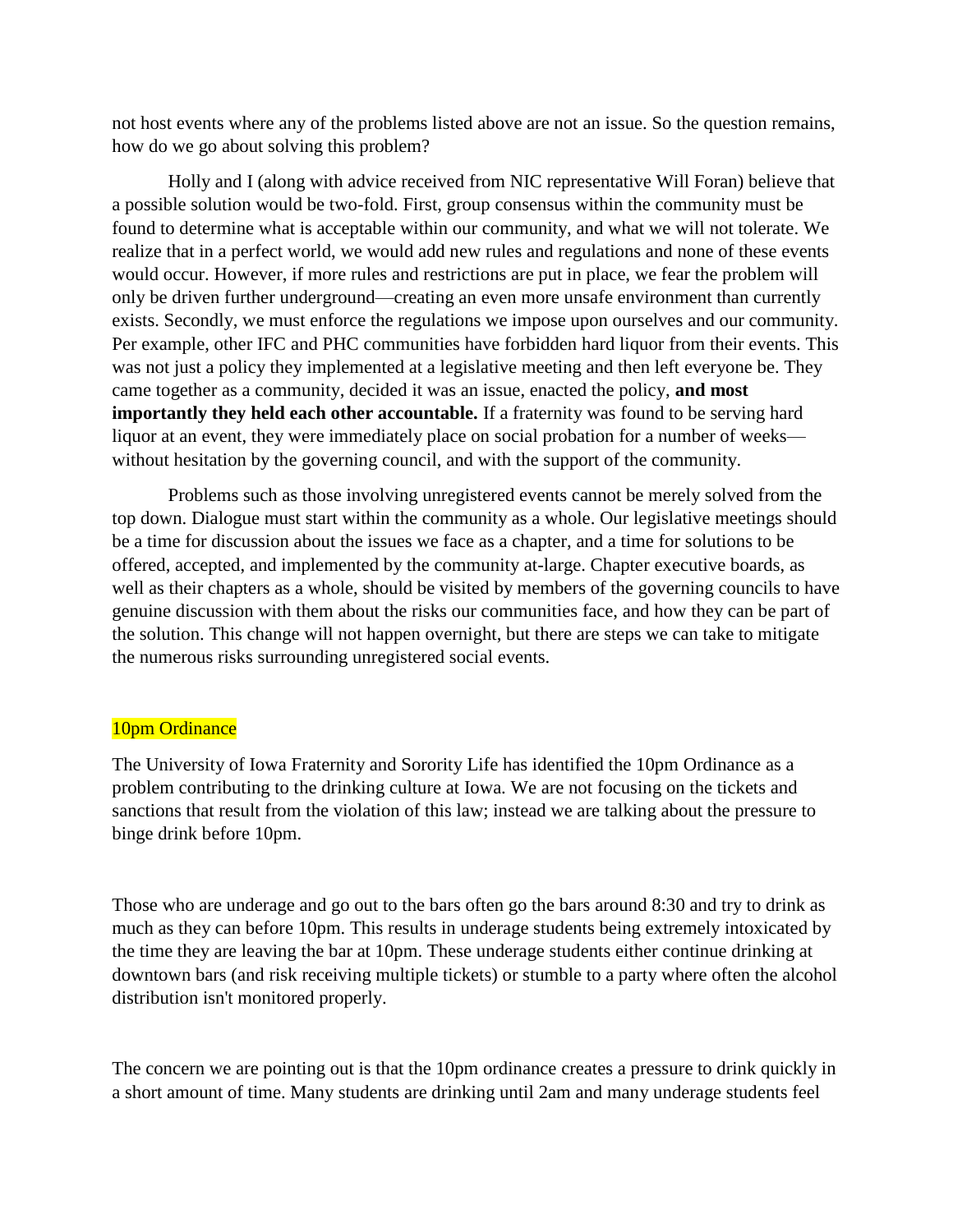not host events where any of the problems listed above are not an issue. So the question remains, how do we go about solving this problem?

Holly and I (along with advice received from NIC representative Will Foran) believe that a possible solution would be two-fold. First, group consensus within the community must be found to determine what is acceptable within our community, and what we will not tolerate. We realize that in a perfect world, we would add new rules and regulations and none of these events would occur. However, if more rules and restrictions are put in place, we fear the problem will only be driven further underground—creating an even more unsafe environment than currently exists. Secondly, we must enforce the regulations we impose upon ourselves and our community. Per example, other IFC and PHC communities have forbidden hard liquor from their events. This was not just a policy they implemented at a legislative meeting and then left everyone be. They came together as a community, decided it was an issue, enacted the policy, **and most importantly they held each other accountable.** If a fraternity was found to be serving hard liquor at an event, they were immediately place on social probation for a number of weeks—without hesitation by the governing council, and with the support of the community.

Problems such as those involving unregistered events cannot be merely solved from the top down. Dialogue must start within the community as a whole. Our legislative meetings should be a time for discussion about the issues we face as a chapter, and a time for solutions to be offered, accepted, and implemented by the community at-large. Chapter executive boards, as well as their chapters as a whole, should be visited by members of the governing councils to have genuine discussion with them about the risks our communities face, and how they can be part of the solution. This change will not happen overnight, but there are steps we can take to mitigate the numerous risks surrounding unregistered social events.

## 10pm Ordinance

The University of Iowa Fraternity and Sorority Life has identified the 10pm Ordinance as a problem contributing to the drinking culture at Iowa. We are not focusing on the tickets and sanctions that result from the violation of this law; instead we are talking about the pressure to binge drink before 10pm.

Those who are underage and go out to the bars often go the bars around 8:30 and try to drink as much as they can before 10pm. This results in underage students being extremely intoxicated by the time they are leaving the bar at 10pm. These underage students either continue drinking at downtown bars (and risk receiving multiple tickets) or stumble to a party where often the alcohol distribution isn't monitored properly.

The concern we are pointing out is that the 10pm ordinance creates a pressure to drink quickly in a short amount of time. Many students are drinking until 2am and many underage students feel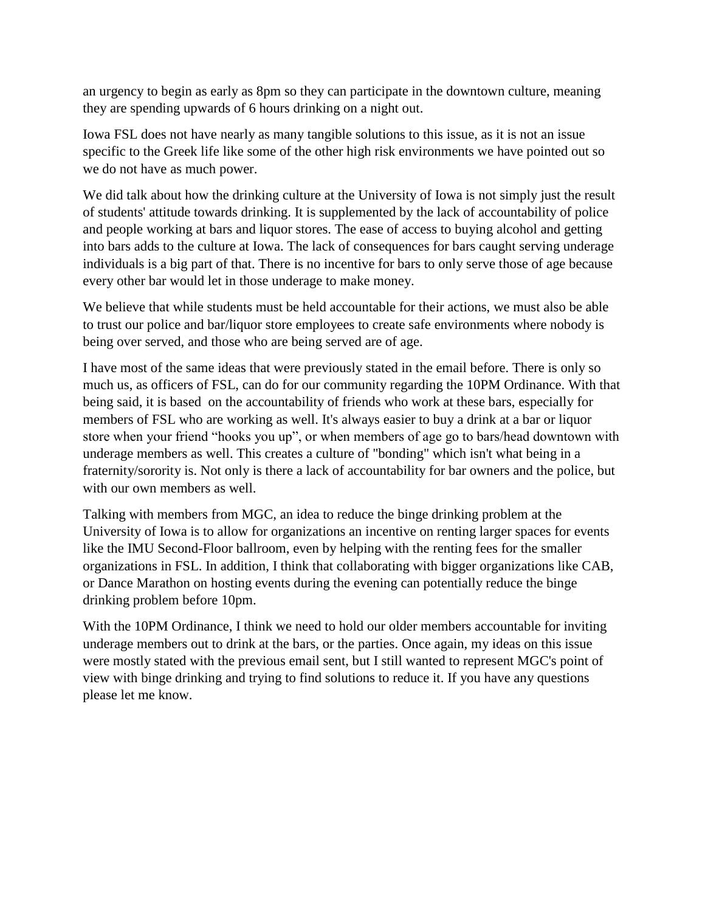an urgency to begin as early as 8pm so they can participate in the downtown culture, meaning they are spending upwards of 6 hours drinking on a night out.

Iowa FSL does not have nearly as many tangible solutions to this issue, as it is not an issue specific to the Greek life like some of the other high risk environments we have pointed out so we do not have as much power.

We did talk about how the drinking culture at the University of Iowa is not simply just the result of students' attitude towards drinking. It is supplemented by the lack of accountability of police and people working at bars and liquor stores. The ease of access to buying alcohol and getting into bars adds to the culture at Iowa. The lack of consequences for bars caught serving underage individuals is a big part of that. There is no incentive for bars to only serve those of age because every other bar would let in those underage to make money.

We believe that while students must be held accountable for their actions, we must also be able to trust our police and bar/liquor store employees to create safe environments where nobody is being over served, and those who are being served are of age.

I have most of the same ideas that were previously stated in the email before. There is only so much us, as officers of FSL, can do for our community regarding the 10PM Ordinance. With that being said, it is based on the accountability of friends who work at these bars, especially for members of FSL who are working as well. It's always easier to buy a drink at a bar or liquor store when your friend "hooks you up", or when members of age go to bars/head downtown with underage members as well. This creates a culture of "bonding" which isn't what being in a fraternity/sorority is. Not only is there a lack of accountability for bar owners and the police, but with our own members as well.

Talking with members from MGC, an idea to reduce the binge drinking problem at the University of Iowa is to allow for organizations an incentive on renting larger spaces for events like the IMU Second-Floor ballroom, even by helping with the renting fees for the smaller organizations in FSL. In addition, I think that collaborating with bigger organizations like CAB, or Dance Marathon on hosting events during the evening can potentially reduce the binge drinking problem before 10pm.

With the 10PM Ordinance, I think we need to hold our older members accountable for inviting underage members out to drink at the bars, or the parties. Once again, my ideas on this issue were mostly stated with the previous email sent, but I still wanted to represent MGC's point of view with binge drinking and trying to find solutions to reduce it. If you have any questions please let me know.